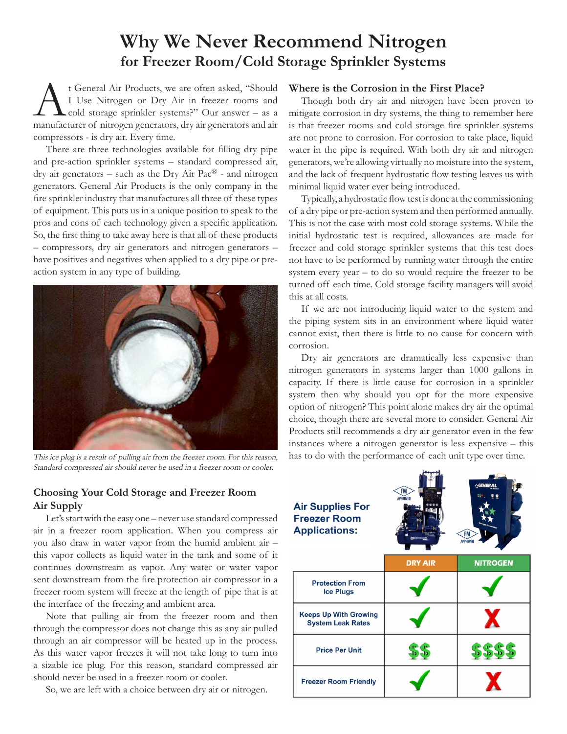# Why We Never Recommend Nitrogen

## for Freezer Room/Cold Storage Sprinkler Systems

At General Air Products, we are often asked, "Should I Use Nitrogen or Dry Air in freezer rooms and cold storage sprinkler systems?" Our answer – as a manufacturer of nitrogen generators, dry air generators and air compressors - is dry air. Every time.

There are three technologies available for filling dry pipe and pre-action sprinkler systems – standard compressed air, dry air generators – such as the Dry Air Pac® - and nitrogen generators. General Air Products is the only company in the fire sprinkler industry that manufactures all three of these types of equipment. This puts us in a unique position to speak to the pros and cons of each technology given a specific application. So, the first thing to take away here is that all of these products – compressors, dry air generators and nitrogen generators – have positives and negatives when applied to a dry pipe or pre-action system in any type of building.

*This ice plug is a result of pulling air from the freezer room. For this reason, Standard compressed air should never be used in a freezer room or cooler.*

### Choosing Your Cold Storage and Freezer Room Air Supply

Let's start with the easy one – never use standard compressed air in a freezer room application. When you compress air you also draw in water vapor from the humid ambient air – this vapor collects as liquid water in the tank and some of it continues downstream as vapor. Any water or water vapor sent downstream from the fire protection air compressor in a freezer room system will freeze at the length of pipe that is at the interface of the freezing and ambient area.

Note that pulling air from the freezer room and then through the compressor does not change this as any air pulled through an air compressor will be heated up in the process. As this water vapor freezes it will not take long to turn into a sizable ice plug. For this reason, standard compressed air should never be used in a freezer room or cooler.

So, we are left with a choice between dry air or nitrogen.

### Where is the Corrosion in the First Place?

Though both dry air and nitrogen have been proven to mitigate corrosion in dry systems, the thing to remember here is that freezer rooms and cold storage fire sprinkler systems are not prone to corrosion. For corrosion to take place, liquid water in the pipe is required. With both dry air and nitrogen generators, we're allowing virtually no moisture into the system, and the lack of frequent hydrostatic flow testing leaves us with minimal liquid water ever being introduced.

Typically, a hydrostatic flow test is done at the commissioning of a dry pipe or pre-action system and then performed annually. This is not the case with most cold storage systems. While the initial hydrostatic test is required, allowances are made for freezer and cold storage sprinkler systems that this test does not have to be performed by running water through the entire system every year – to do so would require the freezer to be turned off each time. Cold storage facility managers will avoid this at all costs.

If we are not introducing liquid water to the system and the piping system sits in an environment where liquid water cannot exist, then there is little to no cause for concern with corrosion.

Dry air generators are dramatically less expensive than nitrogen generators in systems larger than 1000 gallons in capacity. If there is little cause for corrosion in a sprinkler system then why should you opt for the more expensive option of nitrogen? This point alone makes dry air the optimal choice, though there are several more to consider. General Air Products still recommends a dry air generator even in the few instances where a nitrogen generator is less expensive – this has to do with the performance of each unit type over time.

**Air Supplies For Freezer Room Applications:**

| | DRY AIR | NITROGEN |
|---|---|---|
| Protection From Ice Plugs | ✓ | ✓ |
| Keeps Up With Growing System Leak Rates | ✓ | ✗ |
| Price Per Unit | $$ | $$$$ |
| Freezer Room Friendly | ✓ | ✗ |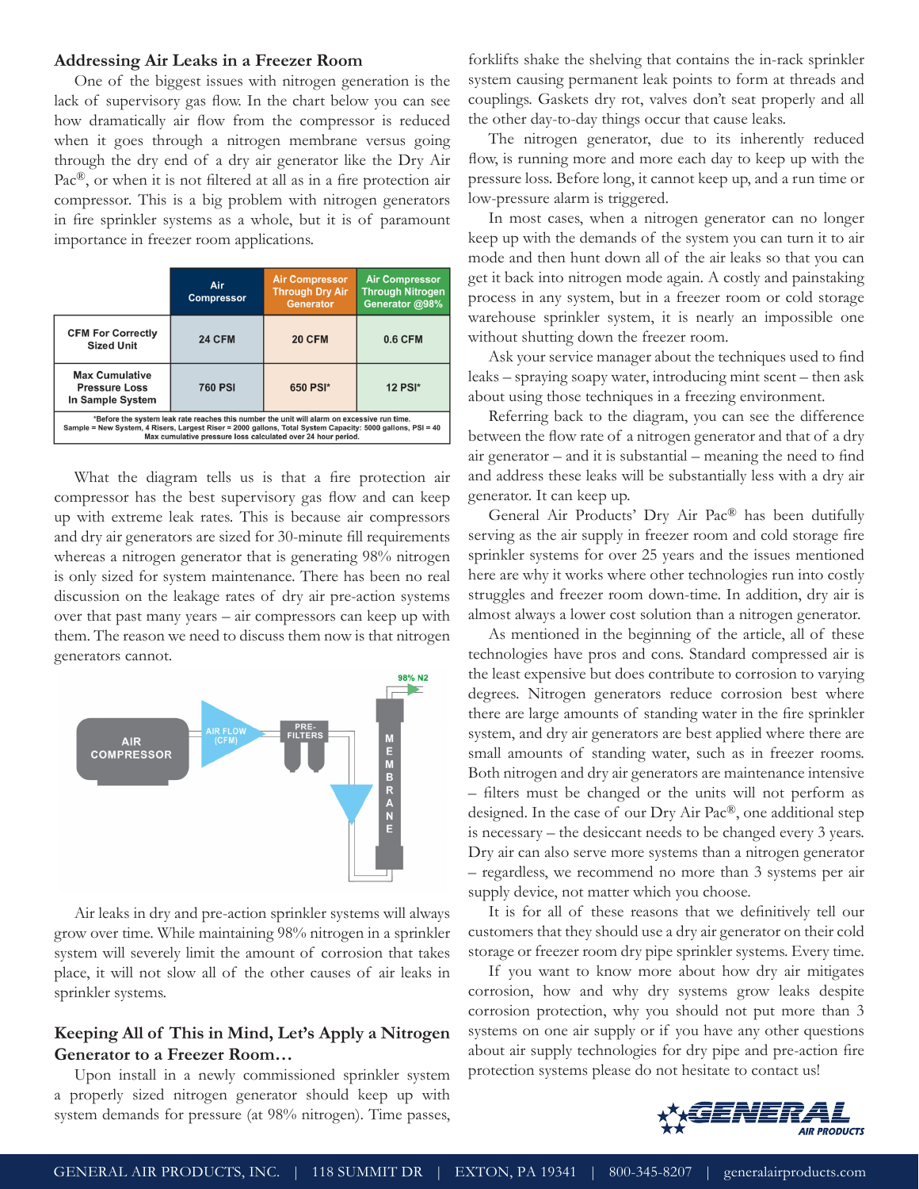## Addressing Air Leaks in a Freezer Room

One of the biggest issues with nitrogen generation is the lack of supervisory gas flow. In the chart below you can see how dramatically air flow from the compressor is reduced when it goes through a nitrogen membrane versus going through the dry end of a dry air generator like the Dry Air Pac®, or when it is not filtered at all as in a fire protection air compressor. This is a big problem with nitrogen generators in fire sprinkler systems as a whole, but it is of paramount importance in freezer room applications.

| | Air Compressor | Air Compressor Through Dry Air Generator | Air Compressor Through Nitrogen Generator @98% |
|---|---|---|---|
| CFM For Correctly Sized Unit | 24 CFM | 20 CFM | 0.6 CFM |
| Max Cumulative Pressure Loss In Sample System | 760 PSI | 650 PSI* | 12 PSI* |

*Before the system leak rate reaches this number the unit will alarm on excessive run time.
Sample = New System, 4 Risers, Largest Riser = 2000 gallons, Total System Capacity: 5000 gallons, PSI = 40
Max cumulative pressure loss calculated over 24 hour period.

What the diagram tells us is that a fire protection air compressor has the best supervisory gas flow and can keep up with extreme leak rates. This is because air compressors and dry air generators are sized for 30-minute fill requirements whereas a nitrogen generator that is generating 98% nitrogen is only sized for system maintenance. There has been no real discussion on the leakage rates of dry air pre-action systems over that past many years – air compressors can keep up with them. The reason we need to discuss them now is that nitrogen generators cannot.

AIR COMPRESSOR
AIR FLOW (CFM)
PRE-FILTERS
MEMBRANE
98% N2

Air leaks in dry and pre-action sprinkler systems will always grow over time. While maintaining 98% nitrogen in a sprinkler system will severely limit the amount of corrosion that takes place, it will not slow all of the other causes of air leaks in sprinkler systems.

## Keeping All of This in Mind, Let's Apply a Nitrogen Generator to a Freezer Room…

Upon install in a newly commissioned sprinkler system a properly sized nitrogen generator should keep up with system demands for pressure (at 98% nitrogen). Time passes, forklifts shake the shelving that contains the in-rack sprinkler system causing permanent leak points to form at threads and couplings. Gaskets dry rot, valves don't seat properly and all the other day-to-day things occur that cause leaks.

The nitrogen generator, due to its inherently reduced flow, is running more and more each day to keep up with the pressure loss. Before long, it cannot keep up, and a run time or low-pressure alarm is triggered.

In most cases, when a nitrogen generator can no longer keep up with the demands of the system you can turn it to air mode and then hunt down all of the air leaks so that you can get it back into nitrogen mode again. A costly and painstaking process in any system, but in a freezer room or cold storage warehouse sprinkler system, it is nearly an impossible one without shutting down the freezer room.

Ask your service manager about the techniques used to find leaks – spraying soapy water, introducing mint scent – then ask about using those techniques in a freezing environment.

Referring back to the diagram, you can see the difference between the flow rate of a nitrogen generator and that of a dry air generator – and it is substantial – meaning the need to find and address these leaks will be substantially less with a dry air generator. It can keep up.

General Air Products' Dry Air Pac® has been dutifully serving as the air supply in freezer room and cold storage fire sprinkler systems for over 25 years and the issues mentioned here are why it works where other technologies run into costly struggles and freezer room down-time. In addition, dry air is almost always a lower cost solution than a nitrogen generator.

As mentioned in the beginning of the article, all of these technologies have pros and cons. Standard compressed air is the least expensive but does contribute to corrosion to varying degrees. Nitrogen generators reduce corrosion best where there are large amounts of standing water in the fire sprinkler system, and dry air generators are best applied where there are small amounts of standing water, such as in freezer rooms. Both nitrogen and dry air generators are maintenance intensive – filters must be changed or the units will not perform as designed. In the case of our Dry Air Pac®, one additional step is necessary – the desiccant needs to be changed every 3 years. Dry air can also serve more systems than a nitrogen generator – regardless, we recommend no more than 3 systems per air supply device, not matter which you choose.

It is for all of these reasons that we definitively tell our customers that they should use a dry air generator on their cold storage or freezer room dry pipe sprinkler systems. Every time.

If you want to know more about how dry air mitigates corrosion, how and why dry systems grow leaks despite corrosion protection, why you should not put more than 3 systems on one air supply or if you have any other questions about air supply technologies for dry pipe and pre-action fire protection systems please do not hesitate to contact us!

GENERAL AIR PRODUCTS

GENERAL AIR PRODUCTS, INC. | 118 SUMMIT DR | EXTON, PA 19341 | 800-345-8207 | generalairproducts.com